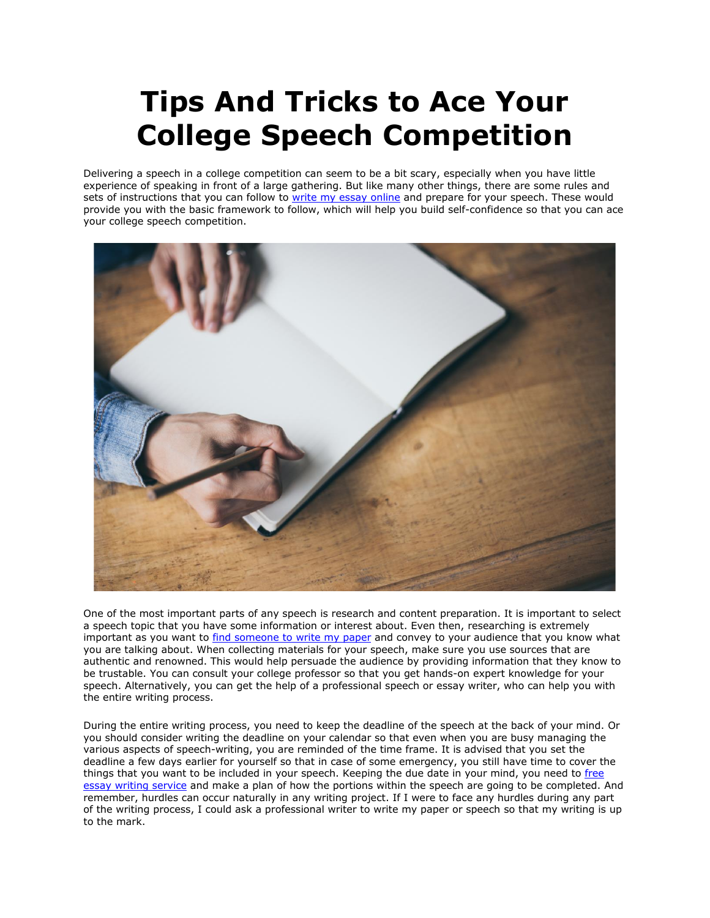# Tips And Tricks to Ace Your College Speech Competition

Delivering a speech in a college competition can seem to be a bit scary, especially when you have little experience of speaking in front of a large gathering. But like many other things, there are some rules and sets of instructions that you can follow to write my essay online and prepare for your speech. These would provide you with the basic framework to follow, which will help you build self-confidence so that you can ace your college speech competition.

One of the most important parts of any speech is research and content preparation. It is important to select a speech topic that you have some information or interest about. Even then, researching is extremely important as you want to find someone to write my paper and convey to your audience that you know what you are talking about. When collecting materials for your speech, make sure you use sources that are authentic and renowned. This would help persuade the audience by providing information that they know to be trustable. You can consult your college professor so that you get hands-on expert knowledge for your speech. Alternatively, you can get the help of a professional speech or essay writer, who can help you with the entire writing process.

During the entire writing process, you need to keep the deadline of the speech at the back of your mind. Or you should consider writing the deadline on your calendar so that even when you are busy managing the various aspects of speech-writing, you are reminded of the time frame. It is advised that you set the deadline a few days earlier for yourself so that in case of some emergency, you still have time to cover the things that you want to be included in your speech. Keeping the due date in your mind, you need to free essay writing service and make a plan of how the portions within the speech are going to be completed. And remember, hurdles can occur naturally in any writing project. If I were to face any hurdles during any part of the writing process, I could ask a professional writer to write my paper or speech so that my writing is up to the mark.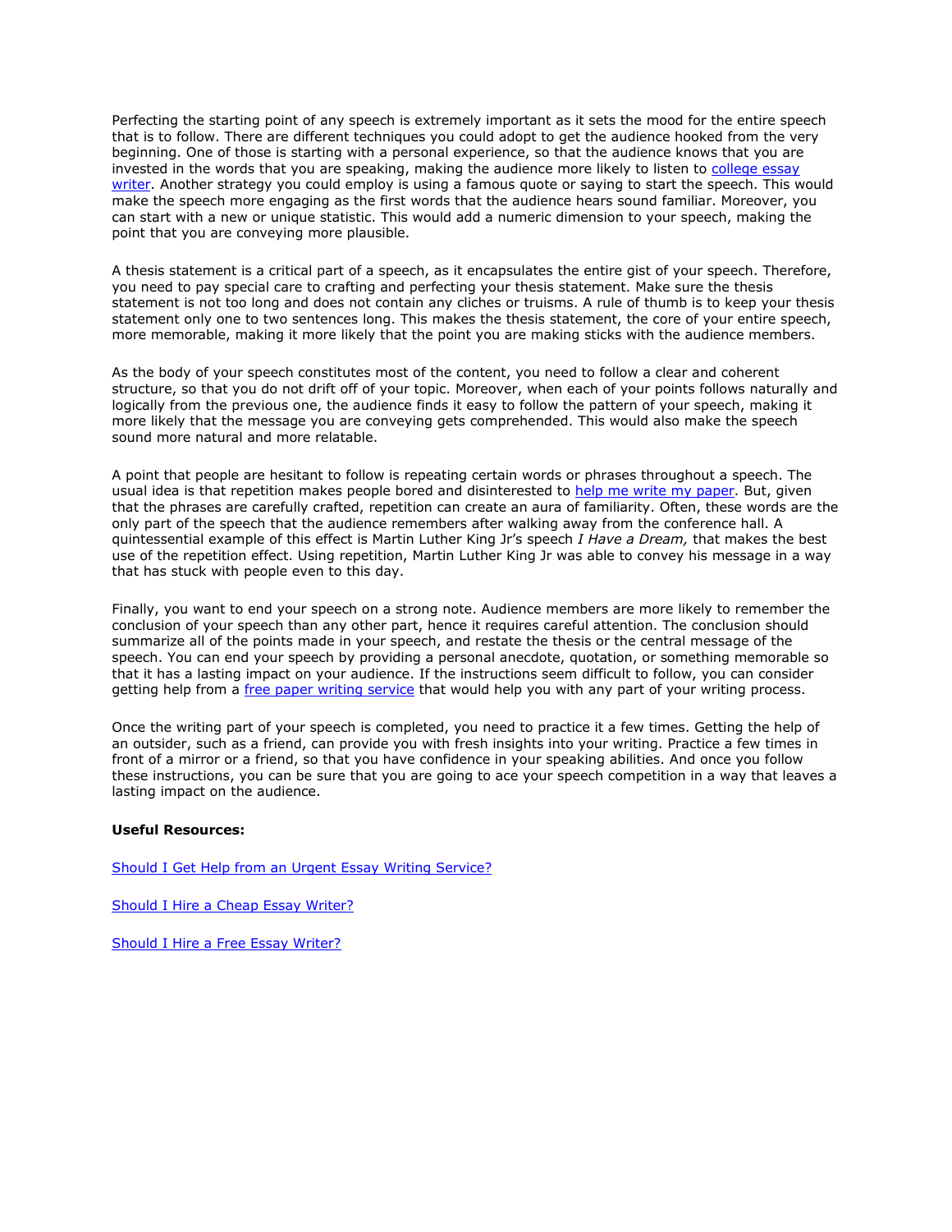Perfecting the starting point of any speech is extremely important as it sets the mood for the entire speech that is to follow. There are different techniques you could adopt to get the audience hooked from the very beginning. One of those is starting with a personal experience, so that the audience knows that you are invested in the words that you are speaking, making the audience more likely to listen to [college essay writer](). Another strategy you could employ is using a famous quote or saying to start the speech. This would make the speech more engaging as the first words that the audience hears sound familiar. Moreover, you can start with a new or unique statistic. This would add a numeric dimension to your speech, making the point that you are conveying more plausible.

A thesis statement is a critical part of a speech, as it encapsulates the entire gist of your speech. Therefore, you need to pay special care to crafting and perfecting your thesis statement. Make sure the thesis statement is not too long and does not contain any cliches or truisms. A rule of thumb is to keep your thesis statement only one to two sentences long. This makes the thesis statement, the core of your entire speech, more memorable, making it more likely that the point you are making sticks with the audience members.

As the body of your speech constitutes most of the content, you need to follow a clear and coherent structure, so that you do not drift off of your topic. Moreover, when each of your points follows naturally and logically from the previous one, the audience finds it easy to follow the pattern of your speech, making it more likely that the message you are conveying gets comprehended. This would also make the speech sound more natural and more relatable.

A point that people are hesitant to follow is repeating certain words or phrases throughout a speech. The usual idea is that repetition makes people bored and disinterested to [help me write my paper](). But, given that the phrases are carefully crafted, repetition can create an aura of familiarity. Often, these words are the only part of the speech that the audience remembers after walking away from the conference hall. A quintessential example of this effect is Martin Luther King Jr's speech *I Have a Dream,* that makes the best use of the repetition effect. Using repetition, Martin Luther King Jr was able to convey his message in a way that has stuck with people even to this day.

Finally, you want to end your speech on a strong note. Audience members are more likely to remember the conclusion of your speech than any other part, hence it requires careful attention. The conclusion should summarize all of the points made in your speech, and restate the thesis or the central message of the speech. You can end your speech by providing a personal anecdote, quotation, or something memorable so that it has a lasting impact on your audience. If the instructions seem difficult to follow, you can consider getting help from a [free paper writing service]() that would help you with any part of your writing process.

Once the writing part of your speech is completed, you need to practice it a few times. Getting the help of an outsider, such as a friend, can provide you with fresh insights into your writing. Practice a few times in front of a mirror or a friend, so that you have confidence in your speaking abilities. And once you follow these instructions, you can be sure that you are going to ace your speech competition in a way that leaves a lasting impact on the audience.

**Useful Resources:**

[Should I Get Help from an Urgent Essay Writing Service?]()

[Should I Hire a Cheap Essay Writer?]()

[Should I Hire a Free Essay Writer?]()